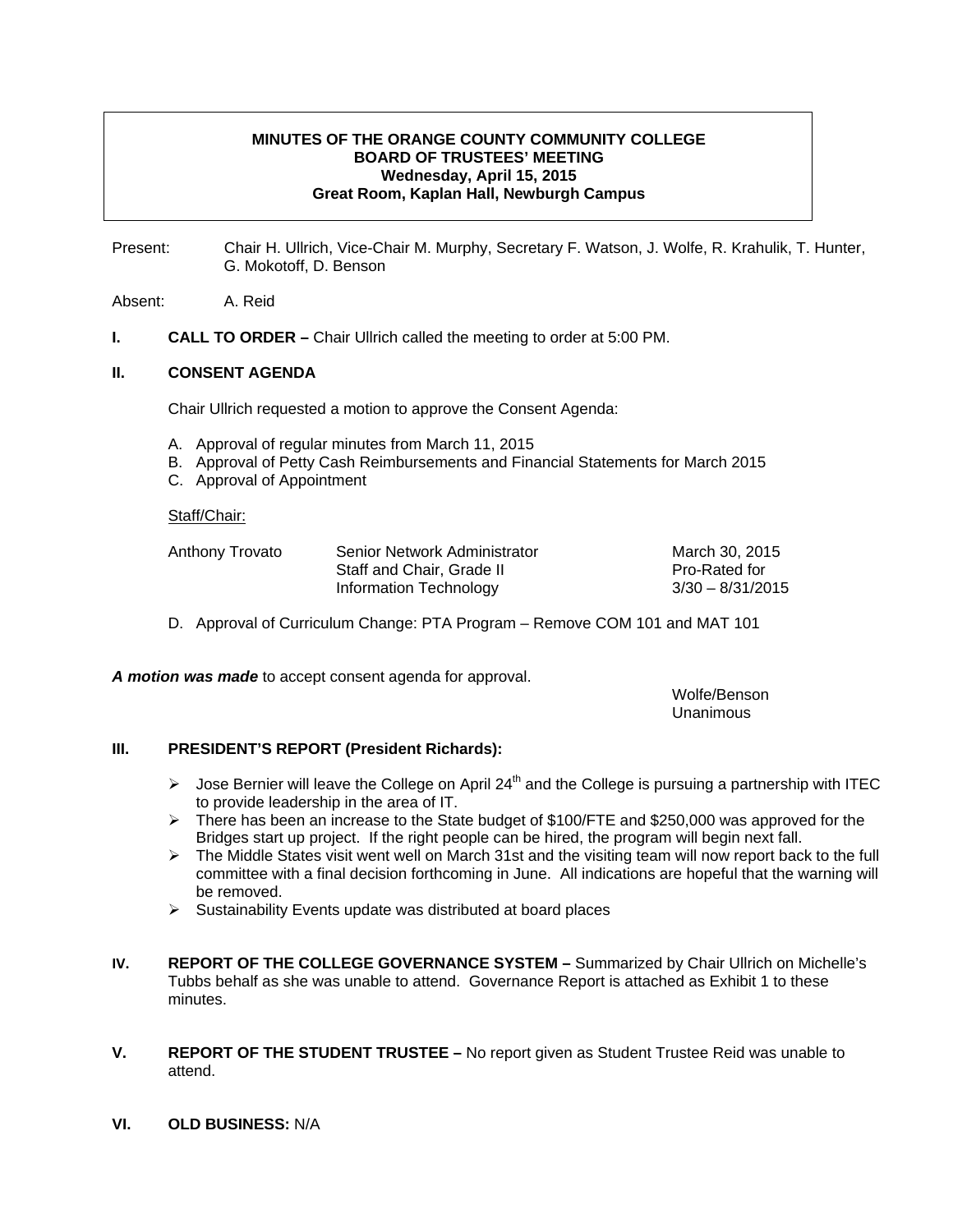# MINUTES OF THE ORANGE COUNTY COMMUNITY COLLEGE BOARD OF TRUSTEES' MEETING
**Wednesday, April 15, 2015**
**Great Room, Kaplan Hall, Newburgh Campus**

Present: Chair H. Ullrich, Vice-Chair M. Murphy, Secretary F. Watson, J. Wolfe, R. Krahulik, T. Hunter, G. Mokotoff, D. Benson

Absent: A. Reid

**I. CALL TO ORDER –** Chair Ullrich called the meeting to order at 5:00 PM.

**II. CONSENT AGENDA**

Chair Ullrich requested a motion to approve the Consent Agenda:

A. Approval of regular minutes from March 11, 2015
B. Approval of Petty Cash Reimbursements and Financial Statements for March 2015
C. Approval of Appointment

Staff/Chair:

| | | |
|---|---|---|
| Anthony Trovato | Senior Network Administrator<br>Staff and Chair, Grade II<br>Information Technology | March 30, 2015<br>Pro-Rated for<br>3/30 – 8/31/2015 |

D. Approval of Curriculum Change: PTA Program – Remove COM 101 and MAT 101

***A motion was made*** to accept consent agenda for approval.

Wolfe/Benson
Unanimous

**III. PRESIDENT'S REPORT (President Richards):**

- Jose Bernier will leave the College on April 24th and the College is pursuing a partnership with ITEC to provide leadership in the area of IT.
- There has been an increase to the State budget of $100/FTE and $250,000 was approved for the Bridges start up project. If the right people can be hired, the program will begin next fall.
- The Middle States visit went well on March 31st and the visiting team will now report back to the full committee with a final decision forthcoming in June. All indications are hopeful that the warning will be removed.
- Sustainability Events update was distributed at board places

**IV. REPORT OF THE COLLEGE GOVERNANCE SYSTEM –** Summarized by Chair Ullrich on Michelle's Tubbs behalf as she was unable to attend. Governance Report is attached as Exhibit 1 to these minutes.

**V. REPORT OF THE STUDENT TRUSTEE –** No report given as Student Trustee Reid was unable to attend.

**VI. OLD BUSINESS:** N/A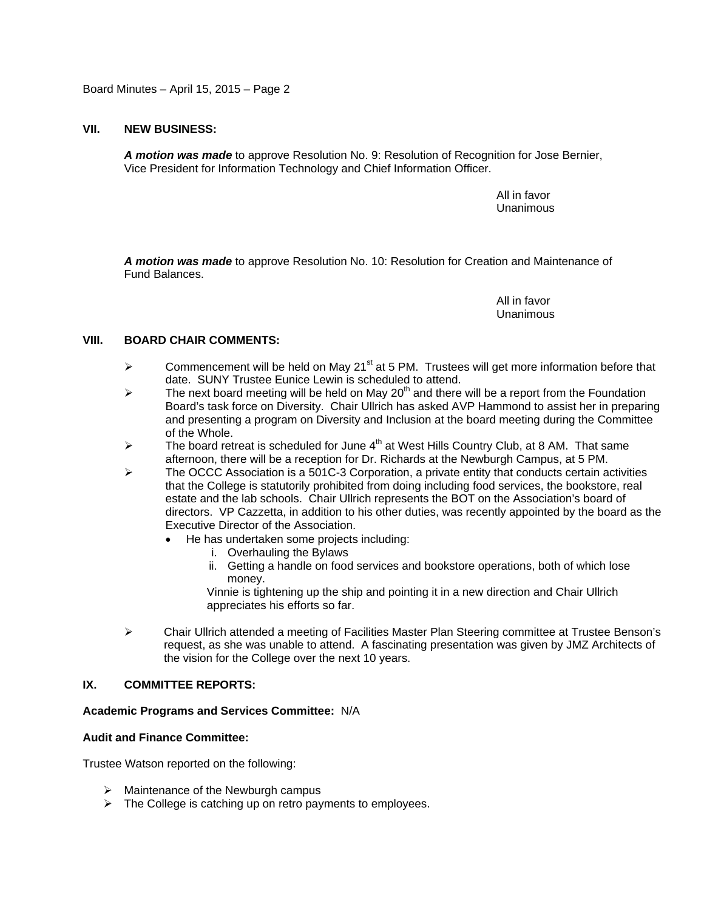## VII. NEW BUSINESS:

***A motion was made*** to approve Resolution No. 9: Resolution of Recognition for Jose Bernier, Vice President for Information Technology and Chief Information Officer.

All in favor
Unanimous

***A motion was made*** to approve Resolution No. 10: Resolution for Creation and Maintenance of Fund Balances.

All in favor
Unanimous

## VIII. BOARD CHAIR COMMENTS:

- Commencement will be held on May 21st at 5 PM. Trustees will get more information before that date. SUNY Trustee Eunice Lewin is scheduled to attend.
- The next board meeting will be held on May 20th and there will be a report from the Foundation Board's task force on Diversity. Chair Ullrich has asked AVP Hammond to assist her in preparing and presenting a program on Diversity and Inclusion at the board meeting during the Committee of the Whole.
- The board retreat is scheduled for June 4th at West Hills Country Club, at 8 AM. That same afternoon, there will be a reception for Dr. Richards at the Newburgh Campus, at 5 PM.
- The OCCC Association is a 501C-3 Corporation, a private entity that conducts certain activities that the College is statutorily prohibited from doing including food services, the bookstore, real estate and the lab schools. Chair Ullrich represents the BOT on the Association's board of directors. VP Cazzetta, in addition to his other duties, was recently appointed by the board as the Executive Director of the Association.
  - He has undertaken some projects including:
    1. Overhauling the Bylaws
    2. Getting a handle on food services and bookstore operations, both of which lose money.

    Vinnie is tightening up the ship and pointing it in a new direction and Chair Ullrich appreciates his efforts so far.
- Chair Ullrich attended a meeting of Facilities Master Plan Steering committee at Trustee Benson's request, as she was unable to attend. A fascinating presentation was given by JMZ Architects of the vision for the College over the next 10 years.

## IX. COMMITTEE REPORTS:

**Academic Programs and Services Committee:** N/A

**Audit and Finance Committee:**

Trustee Watson reported on the following:

- Maintenance of the Newburgh campus
- The College is catching up on retro payments to employees.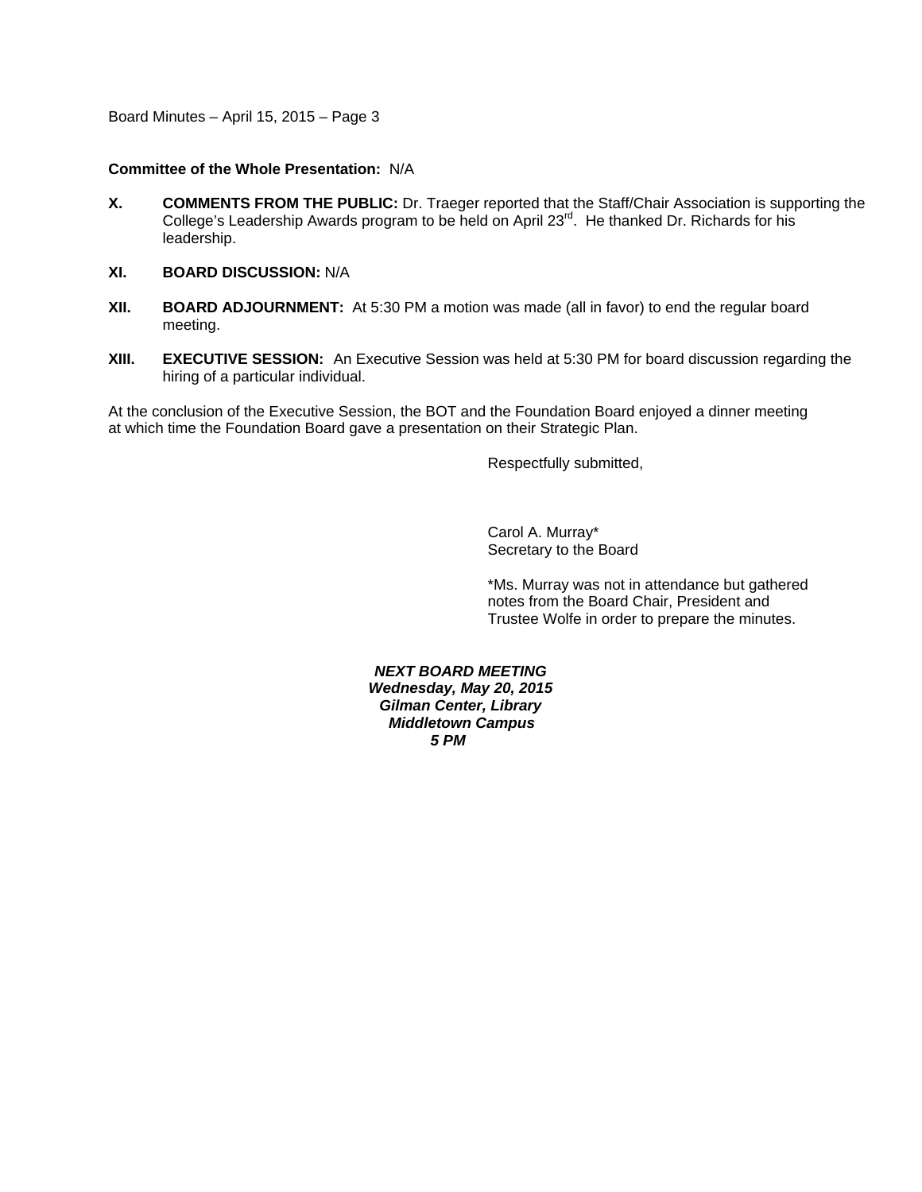**Committee of the Whole Presentation:** N/A

**X. COMMENTS FROM THE PUBLIC:** Dr. Traeger reported that the Staff/Chair Association is supporting the College's Leadership Awards program to be held on April 23rd. He thanked Dr. Richards for his leadership.

**XI. BOARD DISCUSSION:** N/A

**XII. BOARD ADJOURNMENT:** At 5:30 PM a motion was made (all in favor) to end the regular board meeting.

**XIII. EXECUTIVE SESSION:** An Executive Session was held at 5:30 PM for board discussion regarding the hiring of a particular individual.

At the conclusion of the Executive Session, the BOT and the Foundation Board enjoyed a dinner meeting at which time the Foundation Board gave a presentation on their Strategic Plan.

Respectfully submitted,

Carol A. Murray*
Secretary to the Board

*Ms. Murray was not in attendance but gathered notes from the Board Chair, President and Trustee Wolfe in order to prepare the minutes.

***NEXT BOARD MEETING***
***Wednesday, May 20, 2015***
***Gilman Center, Library***
***Middletown Campus***
***5 PM***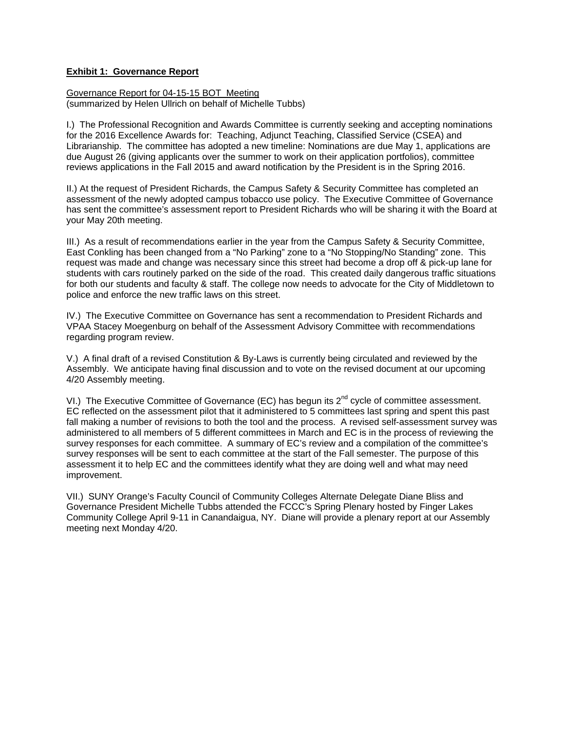**Exhibit 1: Governance Report**

Governance Report for 04-15-15 BOT Meeting
(summarized by Helen Ullrich on behalf of Michelle Tubbs)

I.) The Professional Recognition and Awards Committee is currently seeking and accepting nominations for the 2016 Excellence Awards for: Teaching, Adjunct Teaching, Classified Service (CSEA) and Librarianship. The committee has adopted a new timeline: Nominations are due May 1, applications are due August 26 (giving applicants over the summer to work on their application portfolios), committee reviews applications in the Fall 2015 and award notification by the President is in the Spring 2016.

II.) At the request of President Richards, the Campus Safety & Security Committee has completed an assessment of the newly adopted campus tobacco use policy. The Executive Committee of Governance has sent the committee's assessment report to President Richards who will be sharing it with the Board at your May 20th meeting.

III.) As a result of recommendations earlier in the year from the Campus Safety & Security Committee, East Conkling has been changed from a "No Parking" zone to a "No Stopping/No Standing" zone. This request was made and change was necessary since this street had become a drop off & pick-up lane for students with cars routinely parked on the side of the road. This created daily dangerous traffic situations for both our students and faculty & staff. The college now needs to advocate for the City of Middletown to police and enforce the new traffic laws on this street.

IV.) The Executive Committee on Governance has sent a recommendation to President Richards and VPAA Stacey Moegenburg on behalf of the Assessment Advisory Committee with recommendations regarding program review.

V.) A final draft of a revised Constitution & By-Laws is currently being circulated and reviewed by the Assembly. We anticipate having final discussion and to vote on the revised document at our upcoming 4/20 Assembly meeting.

VI.) The Executive Committee of Governance (EC) has begun its 2nd cycle of committee assessment. EC reflected on the assessment pilot that it administered to 5 committees last spring and spent this past fall making a number of revisions to both the tool and the process. A revised self-assessment survey was administered to all members of 5 different committees in March and EC is in the process of reviewing the survey responses for each committee. A summary of EC's review and a compilation of the committee's survey responses will be sent to each committee at the start of the Fall semester. The purpose of this assessment it to help EC and the committees identify what they are doing well and what may need improvement.

VII.) SUNY Orange's Faculty Council of Community Colleges Alternate Delegate Diane Bliss and Governance President Michelle Tubbs attended the FCCC's Spring Plenary hosted by Finger Lakes Community College April 9-11 in Canandaigua, NY. Diane will provide a plenary report at our Assembly meeting next Monday 4/20.